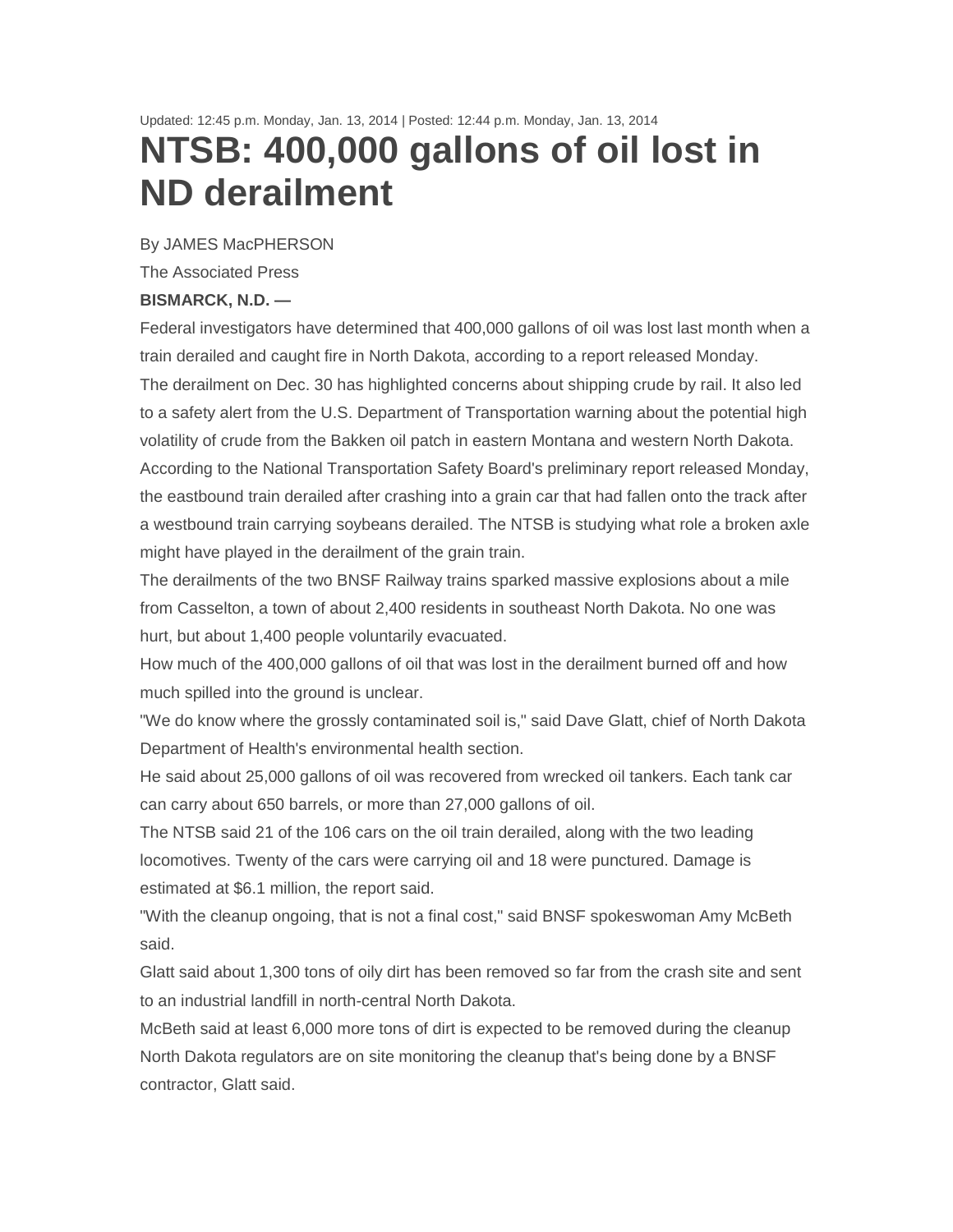Updated: 12:45 p.m. Monday, Jan. 13, 2014 | Posted: 12:44 p.m. Monday, Jan. 13, 2014

# NTSB: 400,000 gallons of oil lost in ND derailment

By JAMES MacPHERSON

The Associated Press

**BISMARCK, N.D. —**

Federal investigators have determined that 400,000 gallons of oil was lost last month when a train derailed and caught fire in North Dakota, according to a report released Monday.

The derailment on Dec. 30 has highlighted concerns about shipping crude by rail. It also led to a safety alert from the U.S. Department of Transportation warning about the potential high volatility of crude from the Bakken oil patch in eastern Montana and western North Dakota.

According to the National Transportation Safety Board's preliminary report released Monday, the eastbound train derailed after crashing into a grain car that had fallen onto the track after a westbound train carrying soybeans derailed. The NTSB is studying what role a broken axle might have played in the derailment of the grain train.

The derailments of the two BNSF Railway trains sparked massive explosions about a mile from Casselton, a town of about 2,400 residents in southeast North Dakota. No one was hurt, but about 1,400 people voluntarily evacuated.

How much of the 400,000 gallons of oil that was lost in the derailment burned off and how much spilled into the ground is unclear.

"We do know where the grossly contaminated soil is," said Dave Glatt, chief of North Dakota Department of Health's environmental health section.

He said about 25,000 gallons of oil was recovered from wrecked oil tankers. Each tank car can carry about 650 barrels, or more than 27,000 gallons of oil.

The NTSB said 21 of the 106 cars on the oil train derailed, along with the two leading locomotives. Twenty of the cars were carrying oil and 18 were punctured. Damage is estimated at $6.1 million, the report said.

"With the cleanup ongoing, that is not a final cost," said BNSF spokeswoman Amy McBeth said.

Glatt said about 1,300 tons of oily dirt has been removed so far from the crash site and sent to an industrial landfill in north-central North Dakota.

McBeth said at least 6,000 more tons of dirt is expected to be removed during the cleanup

North Dakota regulators are on site monitoring the cleanup that's being done by a BNSF contractor, Glatt said.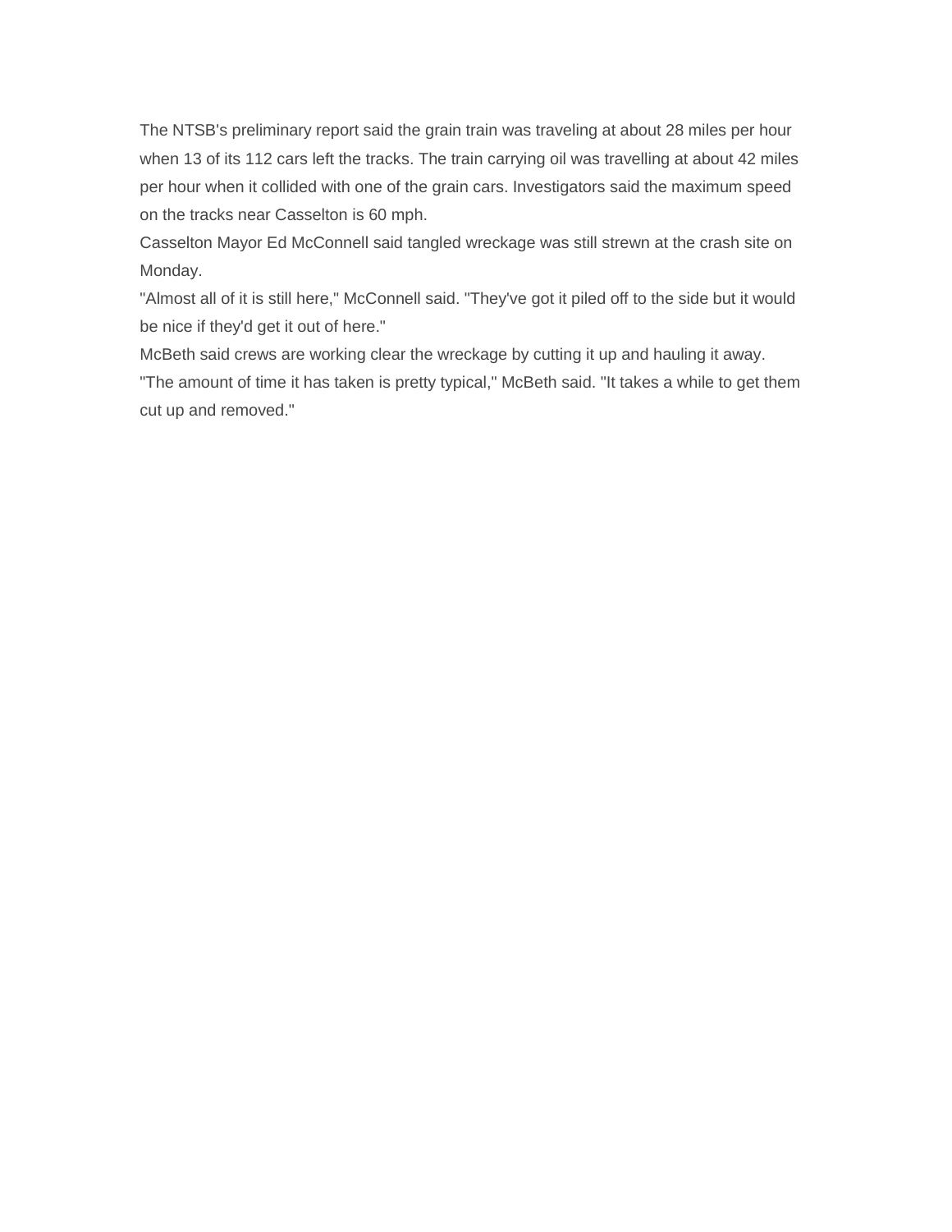The NTSB's preliminary report said the grain train was traveling at about 28 miles per hour when 13 of its 112 cars left the tracks. The train carrying oil was travelling at about 42 miles per hour when it collided with one of the grain cars. Investigators said the maximum speed on the tracks near Casselton is 60 mph.

Casselton Mayor Ed McConnell said tangled wreckage was still strewn at the crash site on Monday.

"Almost all of it is still here," McConnell said. "They've got it piled off to the side but it would be nice if they'd get it out of here."

McBeth said crews are working clear the wreckage by cutting it up and hauling it away.

"The amount of time it has taken is pretty typical," McBeth said. "It takes a while to get them cut up and removed."